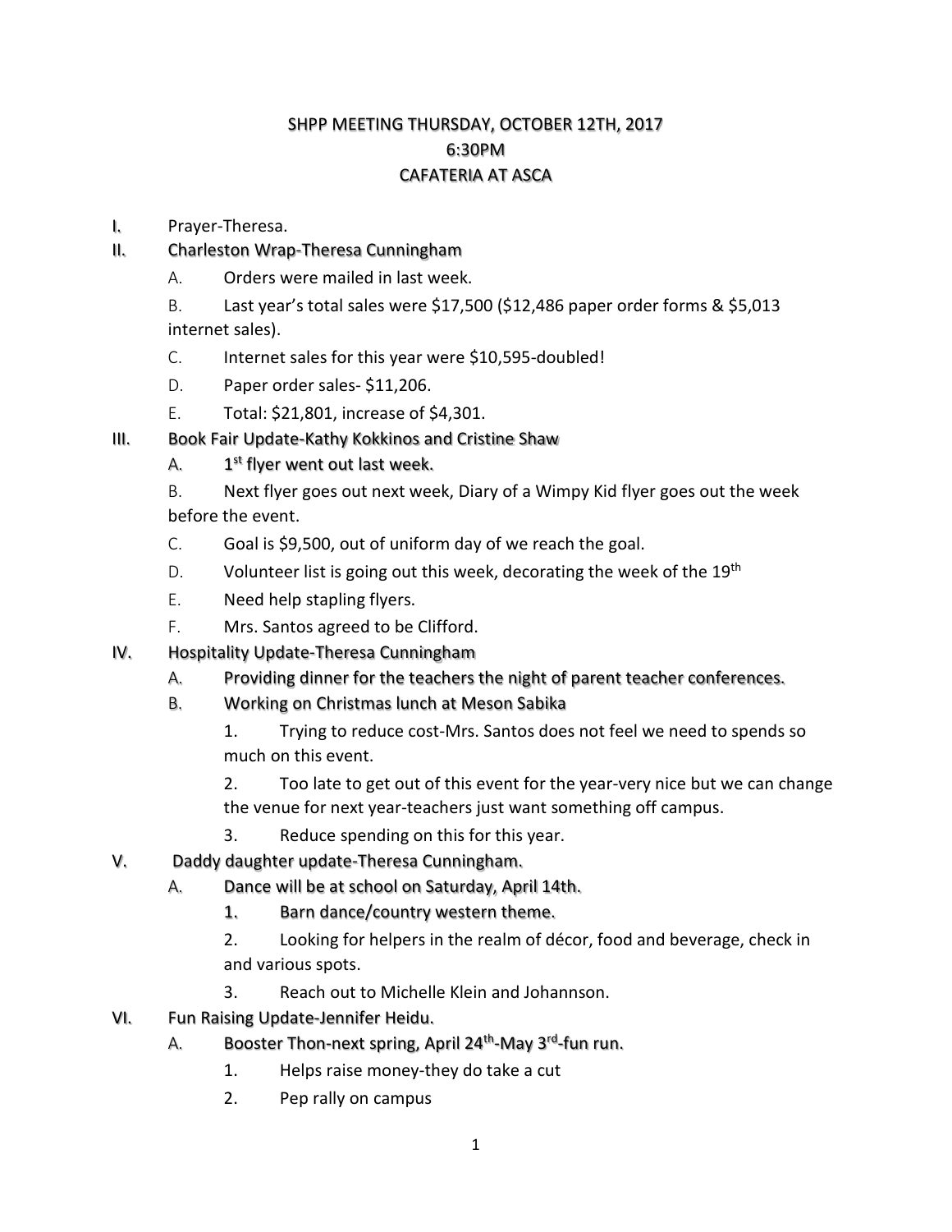# SHPP MEETING THURSDAY, OCTOBER 12TH, 2017
## 6:30PM
## CAFATERIA AT ASCA

I. Prayer-Theresa.

II. Charleston Wrap-Theresa Cunningham

   A. Orders were mailed in last week.

   B. Last year's total sales were $17,500 ($12,486 paper order forms & $5,013 internet sales).

   C. Internet sales for this year were $10,595-doubled!

   D. Paper order sales- $11,206.

   E. Total: $21,801, increase of $4,301.

III. Book Fair Update-Kathy Kokkinos and Cristine Shaw

   A. 1st flyer went out last week.

   B. Next flyer goes out next week, Diary of a Wimpy Kid flyer goes out the week before the event.

   C. Goal is $9,500, out of uniform day of we reach the goal.

   D. Volunteer list is going out this week, decorating the week of the 19th

   E. Need help stapling flyers.

   F. Mrs. Santos agreed to be Clifford.

IV. Hospitality Update-Theresa Cunningham

   A. Providing dinner for the teachers the night of parent teacher conferences.

   B. Working on Christmas lunch at Meson Sabika

      1. Trying to reduce cost-Mrs. Santos does not feel we need to spends so much on this event.

      2. Too late to get out of this event for the year-very nice but we can change the venue for next year-teachers just want something off campus.

      3. Reduce spending on this for this year.

V. Daddy daughter update-Theresa Cunningham.

   A. Dance will be at school on Saturday, April 14th.

      1. Barn dance/country western theme.

      2. Looking for helpers in the realm of décor, food and beverage, check in and various spots.

      3. Reach out to Michelle Klein and Johannson.

VI. Fun Raising Update-Jennifer Heidu.

   A. Booster Thon-next spring, April 24th-May 3rd-fun run.

      1. Helps raise money-they do take a cut

      2. Pep rally on campus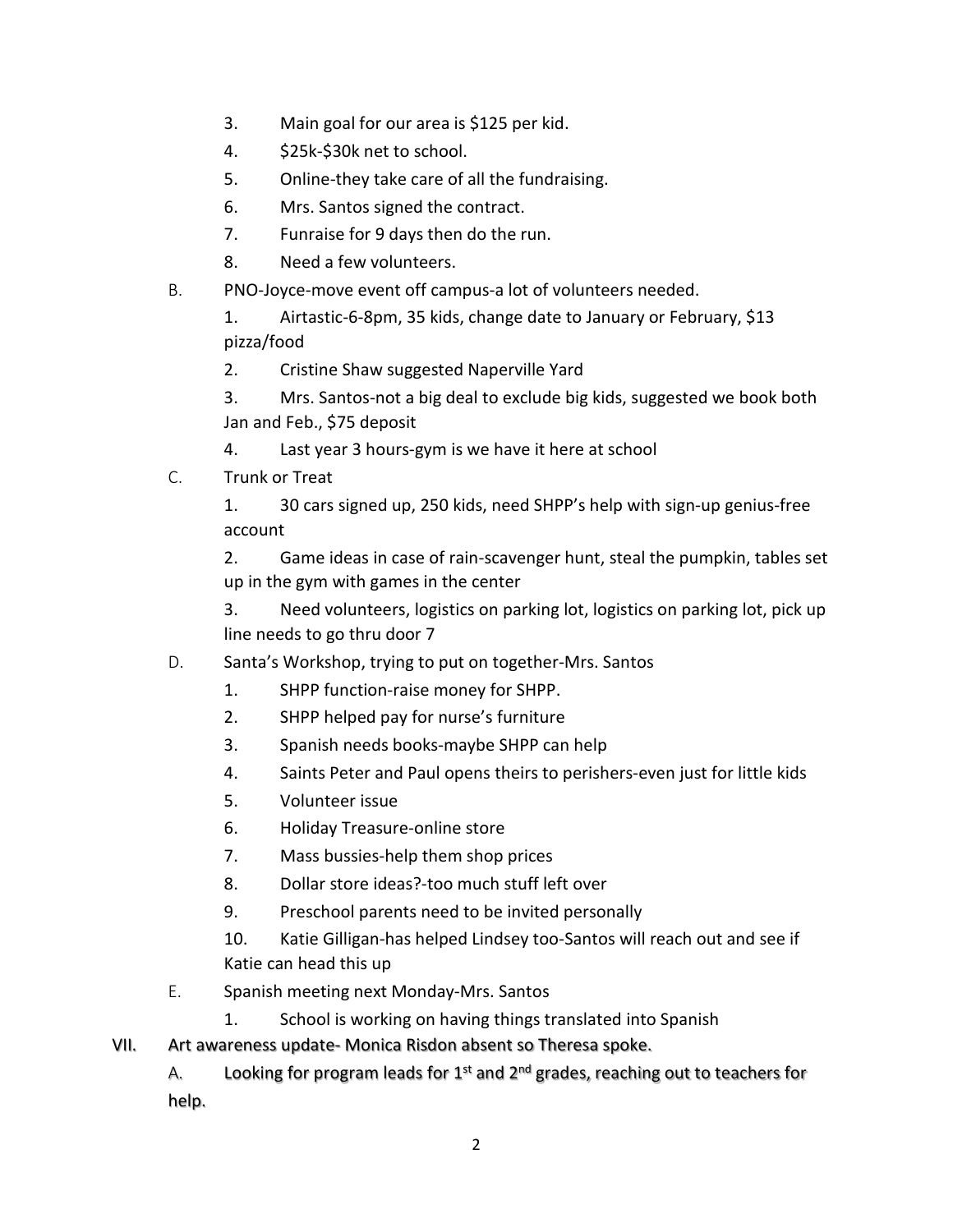3. Main goal for our area is $125 per kid.
4. $25k-$30k net to school.
5. Online-they take care of all the fundraising.
6. Mrs. Santos signed the contract.
7. Funraise for 9 days then do the run.
8. Need a few volunteers.

B. PNO-Joyce-move event off campus-a lot of volunteers needed.

1. Airtastic-6-8pm, 35 kids, change date to January or February, $13 pizza/food
2. Cristine Shaw suggested Naperville Yard
3. Mrs. Santos-not a big deal to exclude big kids, suggested we book both Jan and Feb., $75 deposit
4. Last year 3 hours-gym is we have it here at school

C. Trunk or Treat

1. 30 cars signed up, 250 kids, need SHPP's help with sign-up genius-free account
2. Game ideas in case of rain-scavenger hunt, steal the pumpkin, tables set up in the gym with games in the center
3. Need volunteers, logistics on parking lot, logistics on parking lot, pick up line needs to go thru door 7

D. Santa's Workshop, trying to put on together-Mrs. Santos

1. SHPP function-raise money for SHPP.
2. SHPP helped pay for nurse's furniture
3. Spanish needs books-maybe SHPP can help
4. Saints Peter and Paul opens theirs to perishers-even just for little kids
5. Volunteer issue
6. Holiday Treasure-online store
7. Mass bussies-help them shop prices
8. Dollar store ideas?-too much stuff left over
9. Preschool parents need to be invited personally
10. Katie Gilligan-has helped Lindsey too-Santos will reach out and see if Katie can head this up

E. Spanish meeting next Monday-Mrs. Santos

1. School is working on having things translated into Spanish

VII. Art awareness update- Monica Risdon absent so Theresa spoke.

A. Looking for program leads for 1st and 2nd grades, reaching out to teachers for help.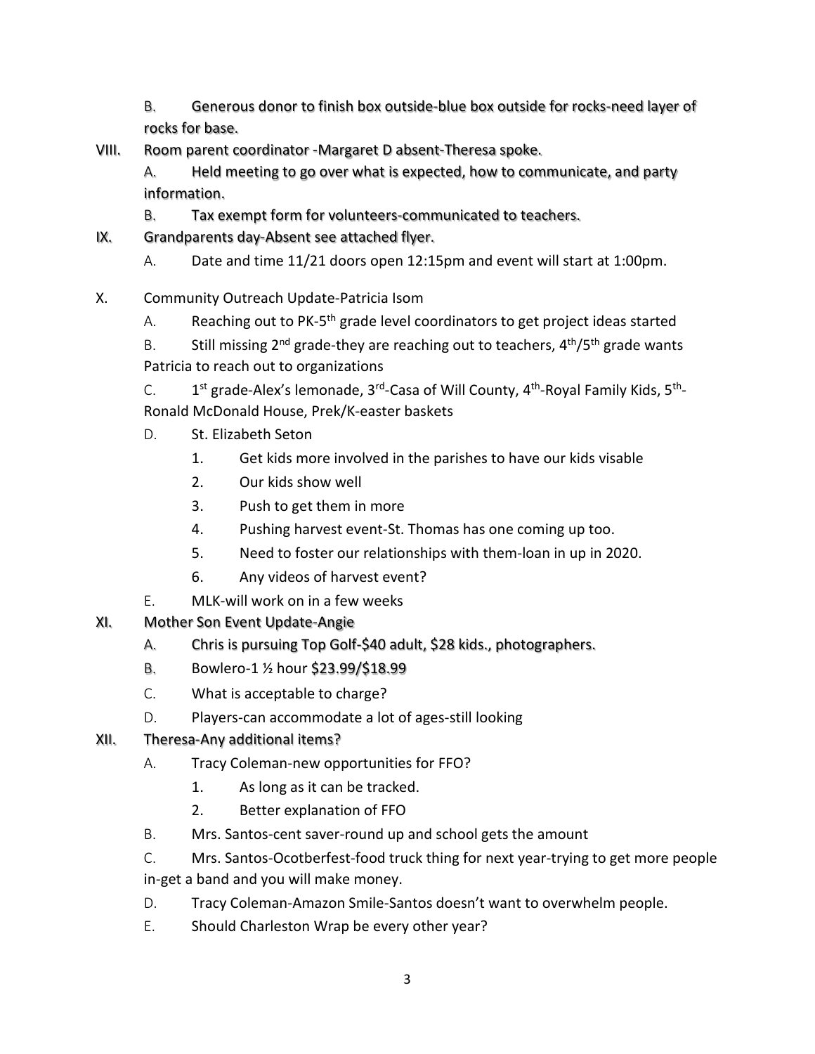B. Generous donor to finish box outside-blue box outside for rocks-need layer of rocks for base.

VIII. Room parent coordinator -Margaret D absent-Theresa spoke.

A. Held meeting to go over what is expected, how to communicate, and party information.

B. Tax exempt form for volunteers-communicated to teachers.

IX. Grandparents day-Absent see attached flyer.

A. Date and time 11/21 doors open 12:15pm and event will start at 1:00pm.

X. Community Outreach Update-Patricia Isom

A. Reaching out to PK-5th grade level coordinators to get project ideas started

B. Still missing 2nd grade-they are reaching out to teachers, 4th/5th grade wants Patricia to reach out to organizations

C. 1st grade-Alex's lemonade, 3rd-Casa of Will County, 4th-Royal Family Kids, 5th-Ronald McDonald House, Prek/K-easter baskets

D. St. Elizabeth Seton

1. Get kids more involved in the parishes to have our kids visable
2. Our kids show well
3. Push to get them in more
4. Pushing harvest event-St. Thomas has one coming up too.
5. Need to foster our relationships with them-loan in up in 2020.
6. Any videos of harvest event?

E. MLK-will work on in a few weeks

XI. Mother Son Event Update-Angie

A. Chris is pursuing Top Golf-$40 adult, $28 kids., photographers.

B. Bowlero-1 ½ hour $23.99/$18.99

C. What is acceptable to charge?

D. Players-can accommodate a lot of ages-still looking

XII. Theresa-Any additional items?

A. Tracy Coleman-new opportunities for FFO?

1. As long as it can be tracked.
2. Better explanation of FFO

B. Mrs. Santos-cent saver-round up and school gets the amount

C. Mrs. Santos-Ocotberfest-food truck thing for next year-trying to get more people in-get a band and you will make money.

D. Tracy Coleman-Amazon Smile-Santos doesn't want to overwhelm people.

E. Should Charleston Wrap be every other year?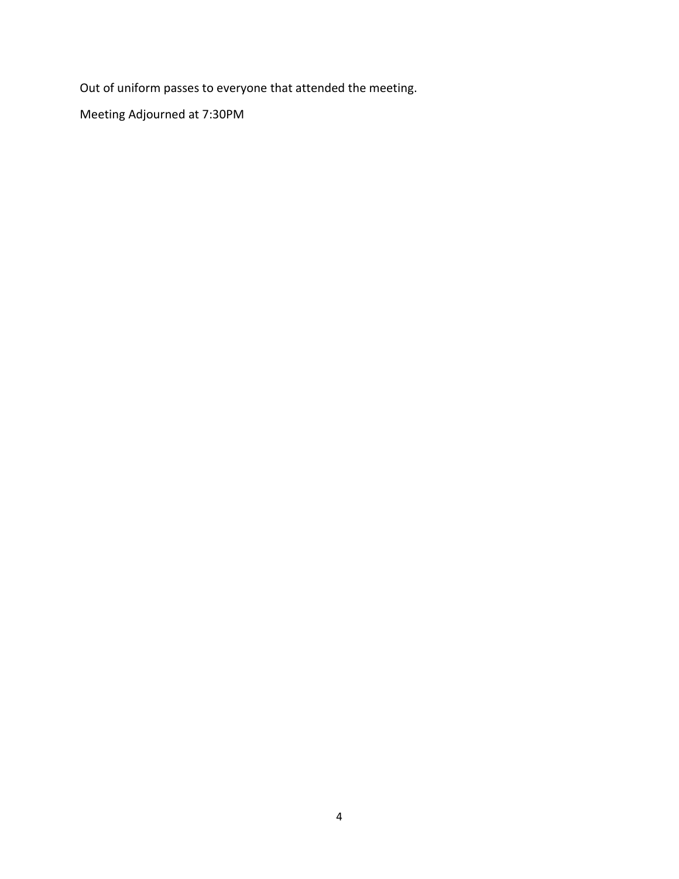Out of uniform passes to everyone that attended the meeting.

Meeting Adjourned at 7:30PM